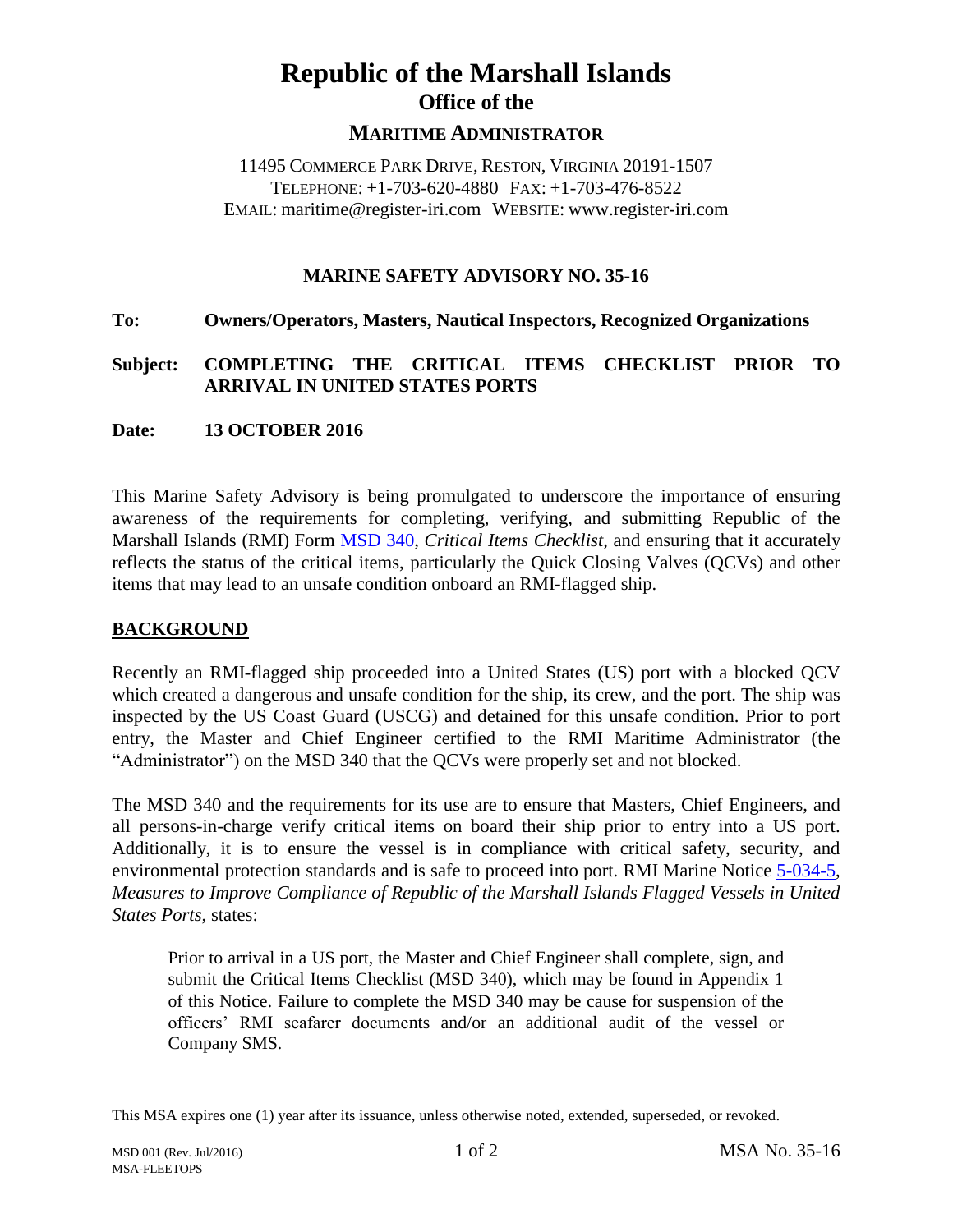# Republic of the Marshall Islands

## Office of the

## MARITIME ADMINISTRATOR

11495 COMMERCE PARK DRIVE, RESTON, VIRGINIA 20191-1507
TELEPHONE: +1-703-620-4880 FAX: +1-703-476-8522
EMAIL: maritime@register-iri.com WEBSITE: www.register-iri.com

### MARINE SAFETY ADVISORY NO. 35-16

**To:** **Owners/Operators, Masters, Nautical Inspectors, Recognized Organizations**

**Subject:** **COMPLETING THE CRITICAL ITEMS CHECKLIST PRIOR TO ARRIVAL IN UNITED STATES PORTS**

**Date:** **13 OCTOBER 2016**

This Marine Safety Advisory is being promulgated to underscore the importance of ensuring awareness of the requirements for completing, verifying, and submitting Republic of the Marshall Islands (RMI) Form MSD 340, *Critical Items Checklist*, and ensuring that it accurately reflects the status of the critical items, particularly the Quick Closing Valves (QCVs) and other items that may lead to an unsafe condition onboard an RMI-flagged ship.

## BACKGROUND

Recently an RMI-flagged ship proceeded into a United States (US) port with a blocked QCV which created a dangerous and unsafe condition for the ship, its crew, and the port. The ship was inspected by the US Coast Guard (USCG) and detained for this unsafe condition. Prior to port entry, the Master and Chief Engineer certified to the RMI Maritime Administrator (the "Administrator") on the MSD 340 that the QCVs were properly set and not blocked.

The MSD 340 and the requirements for its use are to ensure that Masters, Chief Engineers, and all persons-in-charge verify critical items on board their ship prior to entry into a US port. Additionally, it is to ensure the vessel is in compliance with critical safety, security, and environmental protection standards and is safe to proceed into port. RMI Marine Notice 5-034-5, *Measures to Improve Compliance of Republic of the Marshall Islands Flagged Vessels in United States Ports*, states:

> Prior to arrival in a US port, the Master and Chief Engineer shall complete, sign, and submit the Critical Items Checklist (MSD 340), which may be found in Appendix 1 of this Notice. Failure to complete the MSD 340 may be cause for suspension of the officers' RMI seafarer documents and/or an additional audit of the vessel or Company SMS.

This MSA expires one (1) year after its issuance, unless otherwise noted, extended, superseded, or revoked.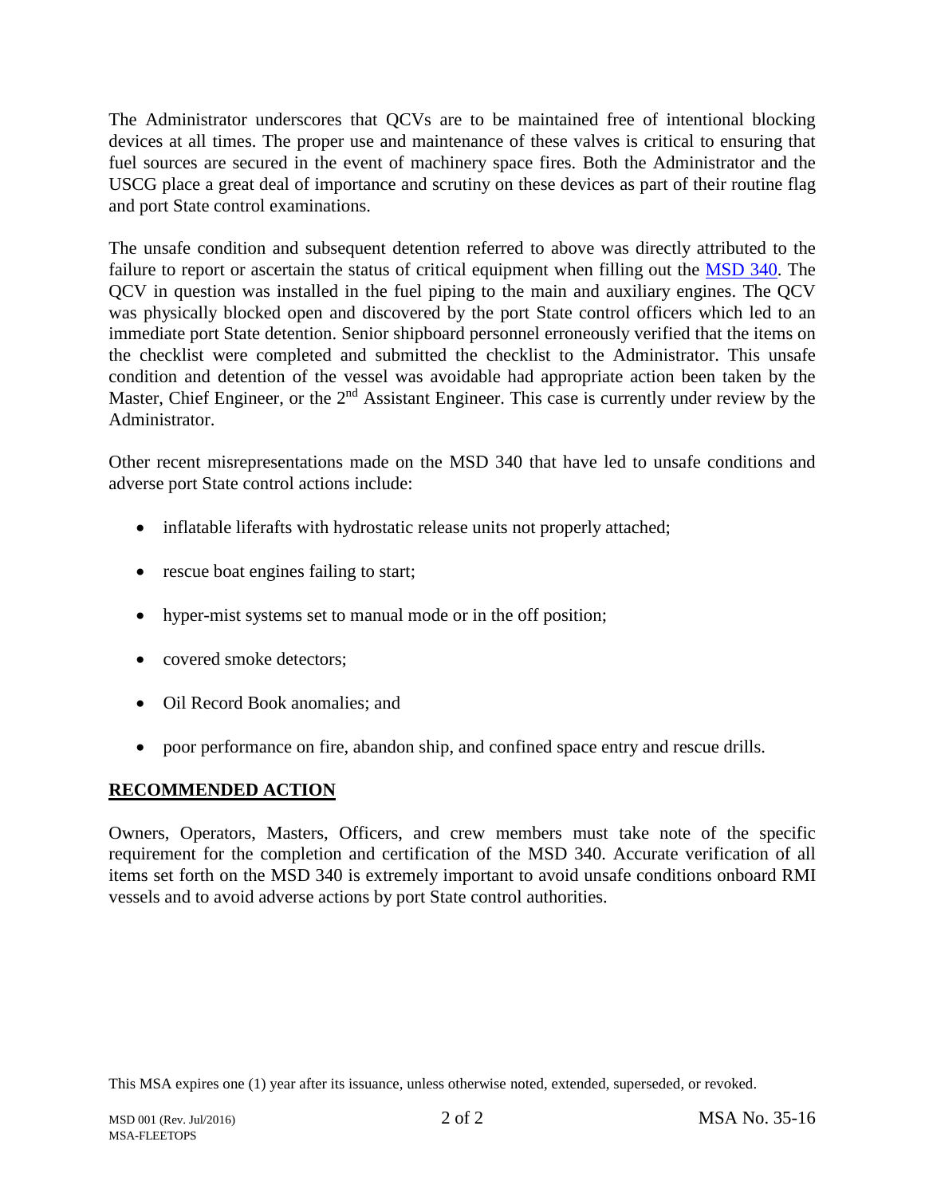The Administrator underscores that QCVs are to be maintained free of intentional blocking devices at all times. The proper use and maintenance of these valves is critical to ensuring that fuel sources are secured in the event of machinery space fires. Both the Administrator and the USCG place a great deal of importance and scrutiny on these devices as part of their routine flag and port State control examinations.

The unsafe condition and subsequent detention referred to above was directly attributed to the failure to report or ascertain the status of critical equipment when filling out the [MSD 340](). The QCV in question was installed in the fuel piping to the main and auxiliary engines. The QCV was physically blocked open and discovered by the port State control officers which led to an immediate port State detention. Senior shipboard personnel erroneously verified that the items on the checklist were completed and submitted the checklist to the Administrator. This unsafe condition and detention of the vessel was avoidable had appropriate action been taken by the Master, Chief Engineer, or the 2nd Assistant Engineer. This case is currently under review by the Administrator.

Other recent misrepresentations made on the MSD 340 that have led to unsafe conditions and adverse port State control actions include:

- inflatable liferafts with hydrostatic release units not properly attached;
- rescue boat engines failing to start;
- hyper-mist systems set to manual mode or in the off position;
- covered smoke detectors;
- Oil Record Book anomalies; and
- poor performance on fire, abandon ship, and confined space entry and rescue drills.

## RECOMMENDED ACTION

Owners, Operators, Masters, Officers, and crew members must take note of the specific requirement for the completion and certification of the MSD 340. Accurate verification of all items set forth on the MSD 340 is extremely important to avoid unsafe conditions onboard RMI vessels and to avoid adverse actions by port State control authorities.

This MSA expires one (1) year after its issuance, unless otherwise noted, extended, superseded, or revoked.